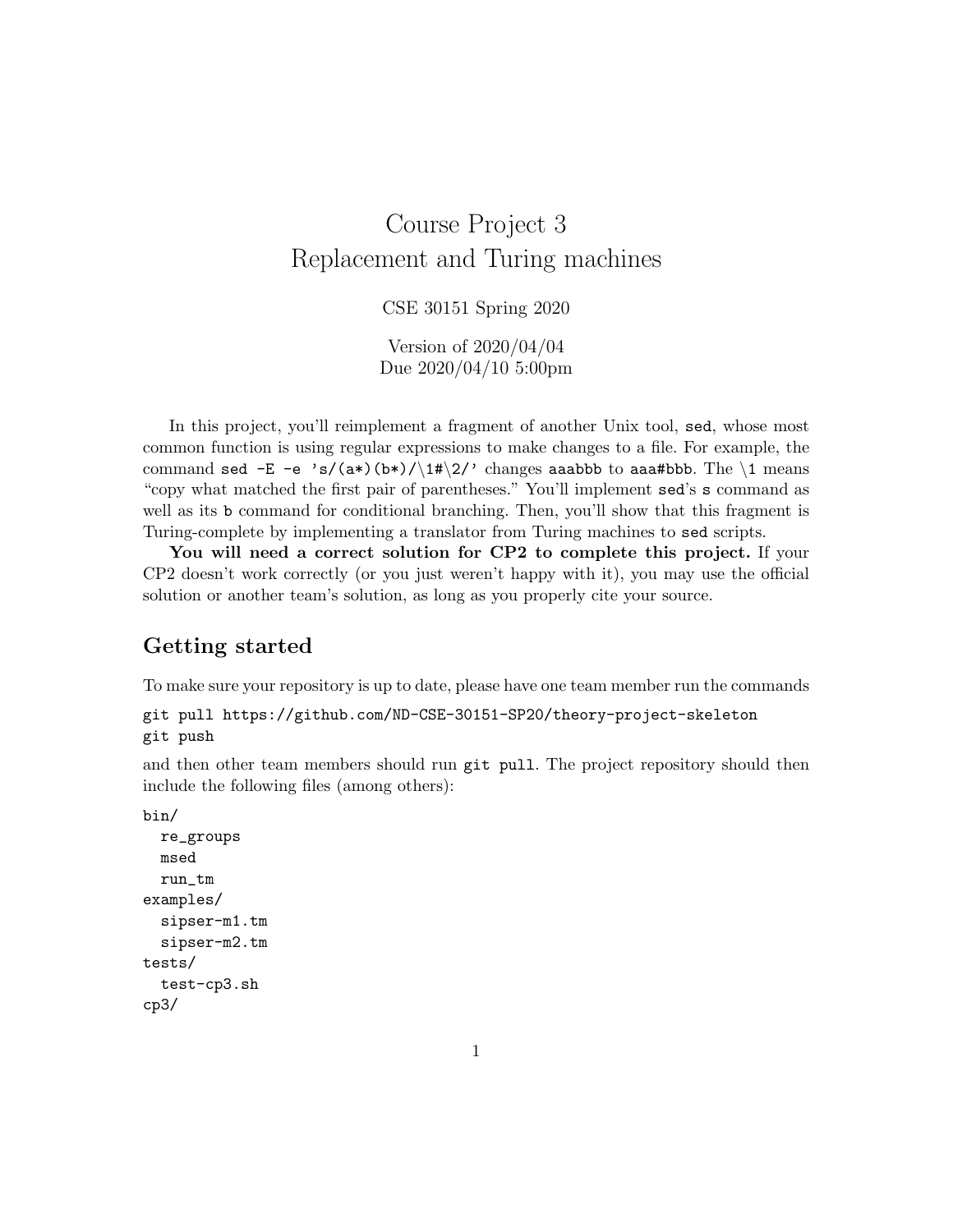# Course Project 3
# Replacement and Turing machines

CSE 30151 Spring 2020

Version of 2020/04/04
Due 2020/04/10 5:00pm

In this project, you'll reimplement a fragment of another Unix tool, `sed`, whose most common function is using regular expressions to make changes to a file. For example, the command `sed -E -e 's/(a*)(b*)/\1#\2/'` changes `aaabbb` to `aaa#bbb`. The `\1` means "copy what matched the first pair of parentheses." You'll implement `sed`'s `s` command as well as its `b` command for conditional branching. Then, you'll show that this fragment is Turing-complete by implementing a translator from Turing machines to `sed` scripts.

**You will need a correct solution for CP2 to complete this project.** If your CP2 doesn't work correctly (or you just weren't happy with it), you may use the official solution or another team's solution, as long as you properly cite your source.

## Getting started

To make sure your repository is up to date, please have one team member run the commands

```
git pull https://github.com/ND-CSE-30151-SP20/theory-project-skeleton
git push
```

and then other team members should run `git pull`. The project repository should then include the following files (among others):

```
bin/
  re_groups
  msed
  run_tm
examples/
  sipser-m1.tm
  sipser-m2.tm
tests/
  test-cp3.sh
cp3/
```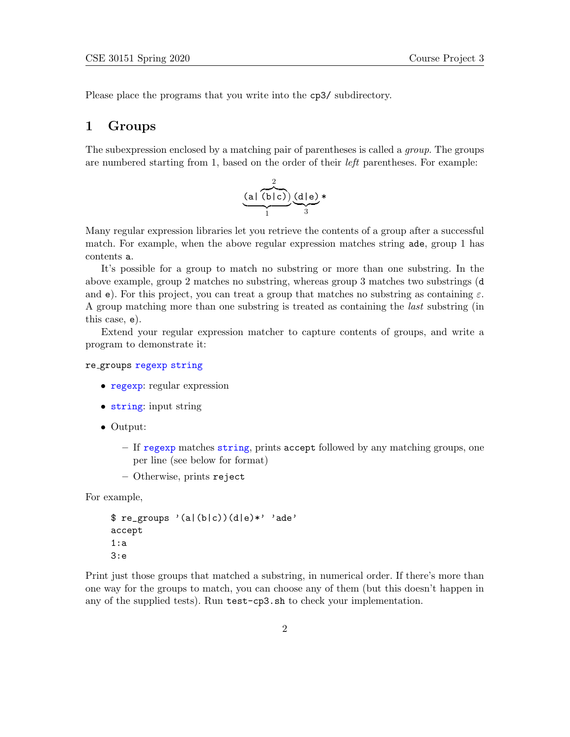Please place the programs that you write into the `cp3/` subdirectory.

## 1 Groups

The subexpression enclosed by a matching pair of parentheses is called a *group*. The groups are numbered starting from 1, based on the order of their *left* parentheses. For example:

$$\underbrace{\texttt{(a|}\overbrace{\texttt{(b|c)}}^{2}\texttt{)}}_{1}\underbrace{\texttt{(d|e)}}_{3}\texttt{*}$$

Many regular expression libraries let you retrieve the contents of a group after a successful match. For example, when the above regular expression matches string `ade`, group 1 has contents `a`.

It's possible for a group to match no substring or more than one substring. In the above example, group 2 matches no substring, whereas group 3 matches two substrings (`d` and `e`). For this project, you can treat a group that matches no substring as containing $\varepsilon$. A group matching more than one substring is treated as containing the *last* substring (in this case, `e`).

Extend your regular expression matcher to capture contents of groups, and write a program to demonstrate it:

re_groups regexp string

- regexp: regular expression
- string: input string
- Output:
  - If regexp matches string, prints `accept` followed by any matching groups, one per line (see below for format)
  - Otherwise, prints `reject`

For example,

```
$ re_groups '(a|(b|c))(d|e)*' 'ade'
accept
1:a
3:e
```

Print just those groups that matched a substring, in numerical order. If there's more than one way for the groups to match, you can choose any of them (but this doesn't happen in any of the supplied tests). Run `test-cp3.sh` to check your implementation.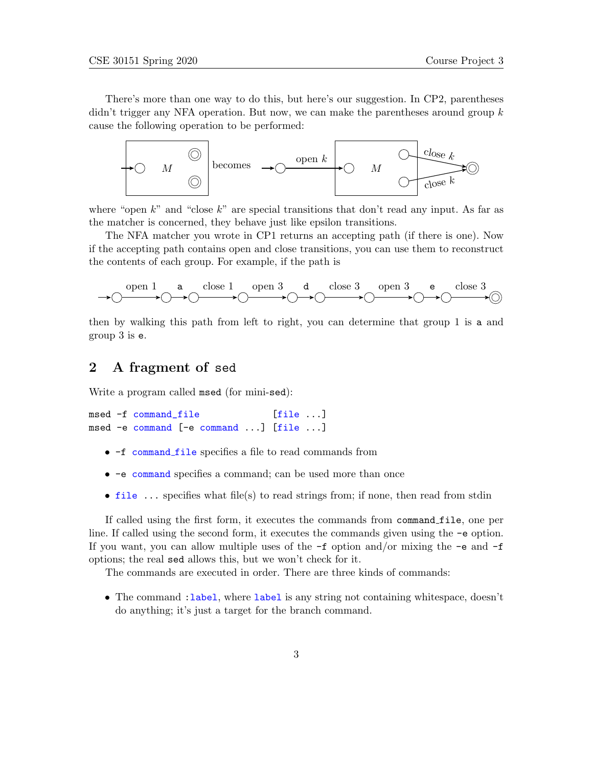There's more than one way to do this, but here's our suggestion. In CP2, parentheses didn't trigger any NFA operation. But now, we can make the parentheses around group $k$ cause the following operation to be performed:

where "open $k$" and "close $k$" are special transitions that don't read any input. As far as the matcher is concerned, they behave just like epsilon transitions.

The NFA matcher you wrote in CP1 returns an accepting path (if there is one). Now if the accepting path contains open and close transitions, you can use them to reconstruct the contents of each group. For example, if the path is

then by walking this path from left to right, you can determine that group 1 is `a` and group 3 is `e`.

## 2 A fragment of `sed`

Write a program called `msed` (for mini-`sed`):

```
msed -f command_file                [file ...]
msed -e command [-e command ...] [file ...]
```

- `-f command_file` specifies a file to read commands from
- `-e command` specifies a command; can be used more than once
- `file ...` specifies what file(s) to read strings from; if none, then read from stdin

If called using the first form, it executes the commands from `command_file`, one per line. If called using the second form, it executes the commands given using the `-e` option. If you want, you can allow multiple uses of the `-f` option and/or mixing the `-e` and `-f` options; the real `sed` allows this, but we won't check for it.

The commands are executed in order. There are three kinds of commands:

- The command `:label`, where `label` is any string not containing whitespace, doesn't do anything; it's just a target for the branch command.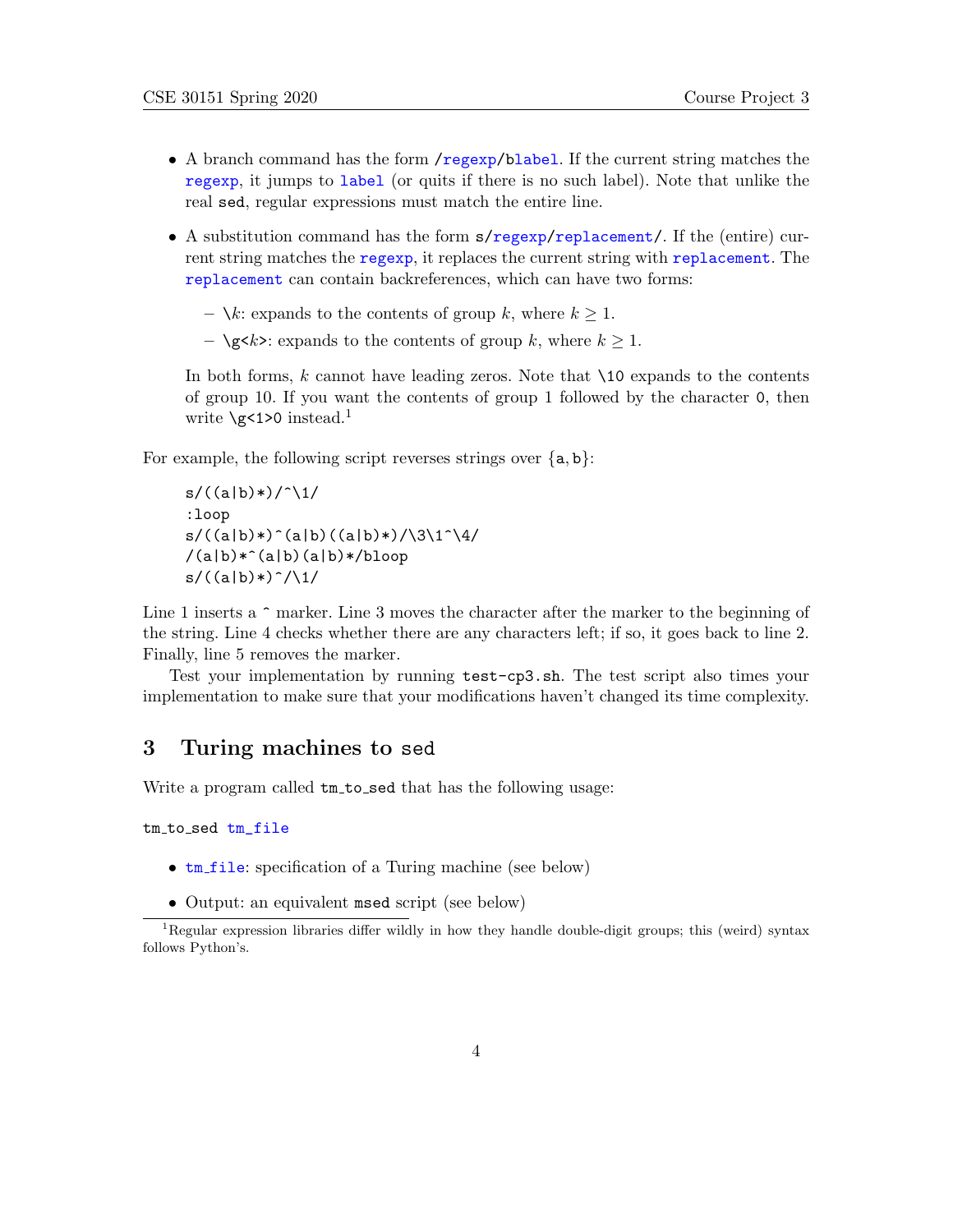- A branch command has the form `/regexp/blabel`. If the current string matches the `regexp`, it jumps to `label` (or quits if there is no such label). Note that unlike the real `sed`, regular expressions must match the entire line.

- A substitution command has the form `s/regexp/replacement/`. If the (entire) current string matches the `regexp`, it replaces the current string with `replacement`. The `replacement` can contain backreferences, which can have two forms:

  - `\`$k$: expands to the contents of group $k$, where $k \geq 1$.
  - `\g<`$k$`>`: expands to the contents of group $k$, where $k \geq 1$.

  In both forms, $k$ cannot have leading zeros. Note that `\10` expands to the contents of group 10. If you want the contents of group 1 followed by the character `0`, then write `\g<1>0` instead.[1]

For example, the following script reverses strings over {`a`, `b`}:

```
s/((a|b)*)/^\1/
:loop
s/((a|b)*)^(a|b)((a|b)*)/\3\1^\4/
/(a|b)*^(a|b)(a|b)*/bloop
s/((a|b)*)^/\1/
```

Line 1 inserts a `^` marker. Line 3 moves the character after the marker to the beginning of the string. Line 4 checks whether there are any characters left; if so, it goes back to line 2. Finally, line 5 removes the marker.

Test your implementation by running `test-cp3.sh`. The test script also times your implementation to make sure that your modifications haven't changed its time complexity.

## 3 Turing machines to `sed`

Write a program called `tm_to_sed` that has the following usage:

`tm_to_sed tm_file`

- `tm_file`: specification of a Turing machine (see below)
- Output: an equivalent `msed` script (see below)

[1] Regular expression libraries differ wildly in how they handle double-digit groups; this (weird) syntax follows Python's.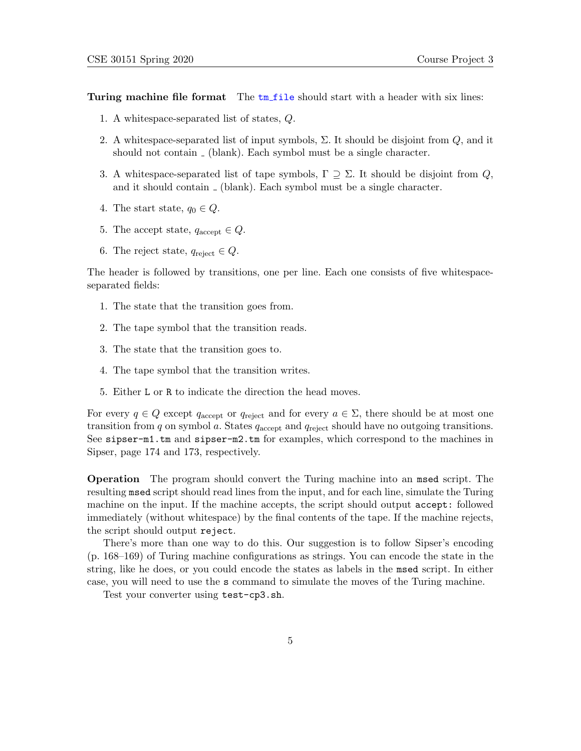**Turing machine file format** The `tm_file` should start with a header with six lines:

1. A whitespace-separated list of states, $Q$.
2. A whitespace-separated list of input symbols, $\Sigma$. It should be disjoint from $Q$, and it should not contain ␣ (blank). Each symbol must be a single character.
3. A whitespace-separated list of tape symbols, $\Gamma \supseteq \Sigma$. It should be disjoint from $Q$, and it should contain ␣ (blank). Each symbol must be a single character.
4. The start state, $q_0 \in Q$.
5. The accept state, $q_{\text{accept}} \in Q$.
6. The reject state, $q_{\text{reject}} \in Q$.

The header is followed by transitions, one per line. Each one consists of five whitespace-separated fields:

1. The state that the transition goes from.
2. The tape symbol that the transition reads.
3. The state that the transition goes to.
4. The tape symbol that the transition writes.
5. Either `L` or `R` to indicate the direction the head moves.

For every $q \in Q$ except $q_{\text{accept}}$ or $q_{\text{reject}}$ and for every $a \in \Sigma$, there should be at most one transition from $q$ on symbol $a$. States $q_{\text{accept}}$ and $q_{\text{reject}}$ should have no outgoing transitions. See `sipser-m1.tm` and `sipser-m2.tm` for examples, which correspond to the machines in Sipser, page 174 and 173, respectively.

**Operation** The program should convert the Turing machine into an `msed` script. The resulting `msed` script should read lines from the input, and for each line, simulate the Turing machine on the input. If the machine accepts, the script should output `accept:` followed immediately (without whitespace) by the final contents of the tape. If the machine rejects, the script should output `reject`.

There's more than one way to do this. Our suggestion is to follow Sipser's encoding (p. 168–169) of Turing machine configurations as strings. You can encode the state in the string, like he does, or you could encode the states as labels in the `msed` script. In either case, you will need to use the `s` command to simulate the moves of the Turing machine.

Test your converter using `test-cp3.sh`.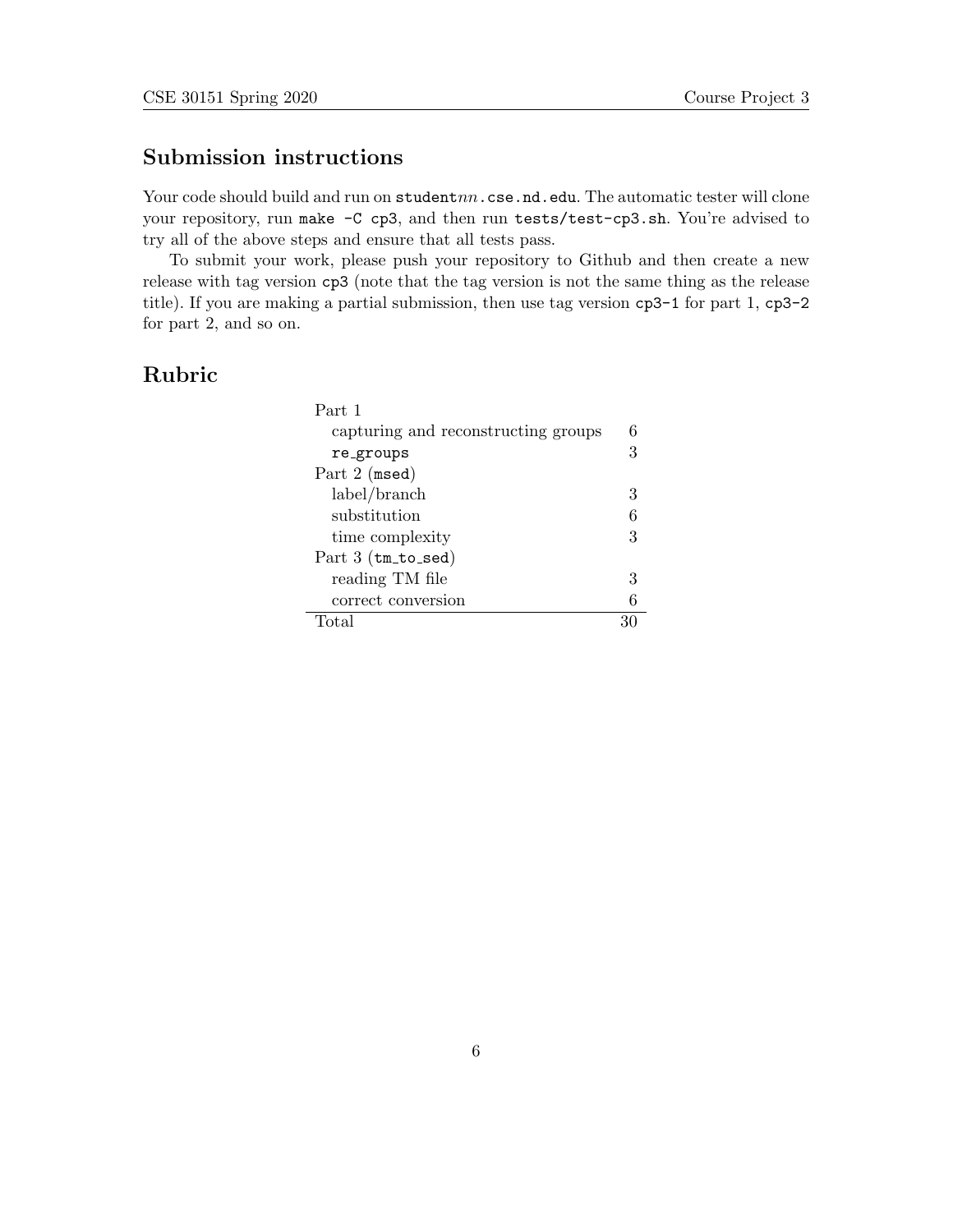## Submission instructions

Your code should build and run on `student`*nn*`.cse.nd.edu`. The automatic tester will clone your repository, run `make -C cp3`, and then run `tests/test-cp3.sh`. You're advised to try all of the above steps and ensure that all tests pass.

To submit your work, please push your repository to Github and then create a new release with tag version `cp3` (note that the tag version is not the same thing as the release title). If you are making a partial submission, then use tag version `cp3-1` for part 1, `cp3-2` for part 2, and so on.

## Rubric

| | |
|---|---|
| Part 1 | |
| capturing and reconstructing groups | 6 |
| `re_groups` | 3 |
| Part 2 (`msed`) | |
| label/branch | 3 |
| substitution | 6 |
| time complexity | 3 |
| Part 3 (`tm_to_sed`) | |
| reading TM file | 3 |
| correct conversion | 6 |
| Total | 30 |